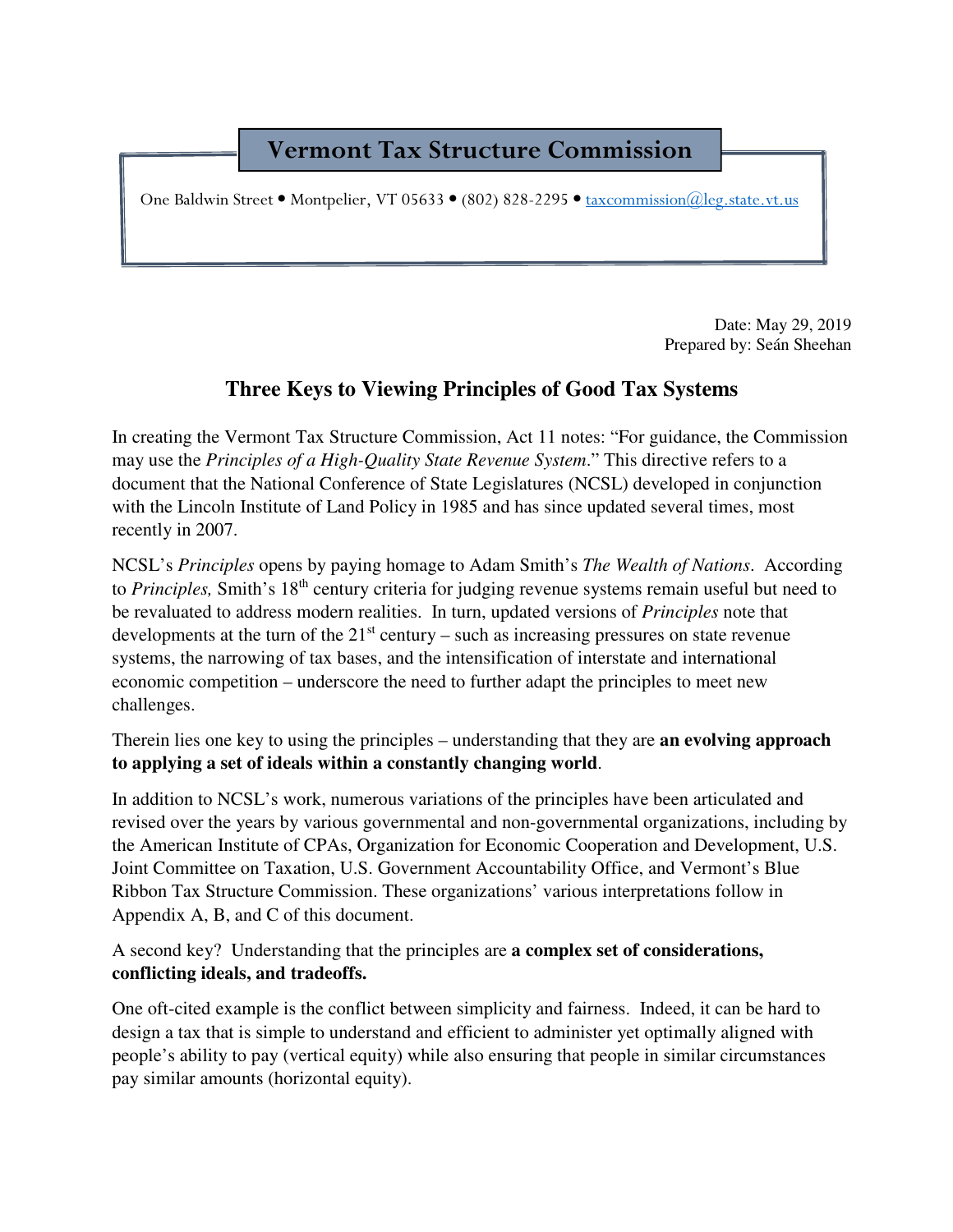# Vermont Tax Structure Commission

One Baldwin Street • Montpelier, VT 05633 • (802) 828-2295 • taxcommission@leg.state.vt.us

Date: May 29, 2019
Prepared by: Seán Sheehan

## Three Keys to Viewing Principles of Good Tax Systems

In creating the Vermont Tax Structure Commission, Act 11 notes: "For guidance, the Commission may use the *Principles of a High-Quality State Revenue System*." This directive refers to a document that the National Conference of State Legislatures (NCSL) developed in conjunction with the Lincoln Institute of Land Policy in 1985 and has since updated several times, most recently in 2007.

NCSL's *Principles* opens by paying homage to Adam Smith's *The Wealth of Nations*. According to *Principles,* Smith's 18th century criteria for judging revenue systems remain useful but need to be revaluated to address modern realities. In turn, updated versions of *Principles* note that developments at the turn of the 21st century – such as increasing pressures on state revenue systems, the narrowing of tax bases, and the intensification of interstate and international economic competition – underscore the need to further adapt the principles to meet new challenges.

Therein lies one key to using the principles – understanding that they are **an evolving approach to applying a set of ideals within a constantly changing world**.

In addition to NCSL's work, numerous variations of the principles have been articulated and revised over the years by various governmental and non-governmental organizations, including by the American Institute of CPAs, Organization for Economic Cooperation and Development, U.S. Joint Committee on Taxation, U.S. Government Accountability Office, and Vermont's Blue Ribbon Tax Structure Commission. These organizations' various interpretations follow in Appendix A, B, and C of this document.

A second key? Understanding that the principles are **a complex set of considerations, conflicting ideals, and tradeoffs.**

One oft-cited example is the conflict between simplicity and fairness. Indeed, it can be hard to design a tax that is simple to understand and efficient to administer yet optimally aligned with people's ability to pay (vertical equity) while also ensuring that people in similar circumstances pay similar amounts (horizontal equity).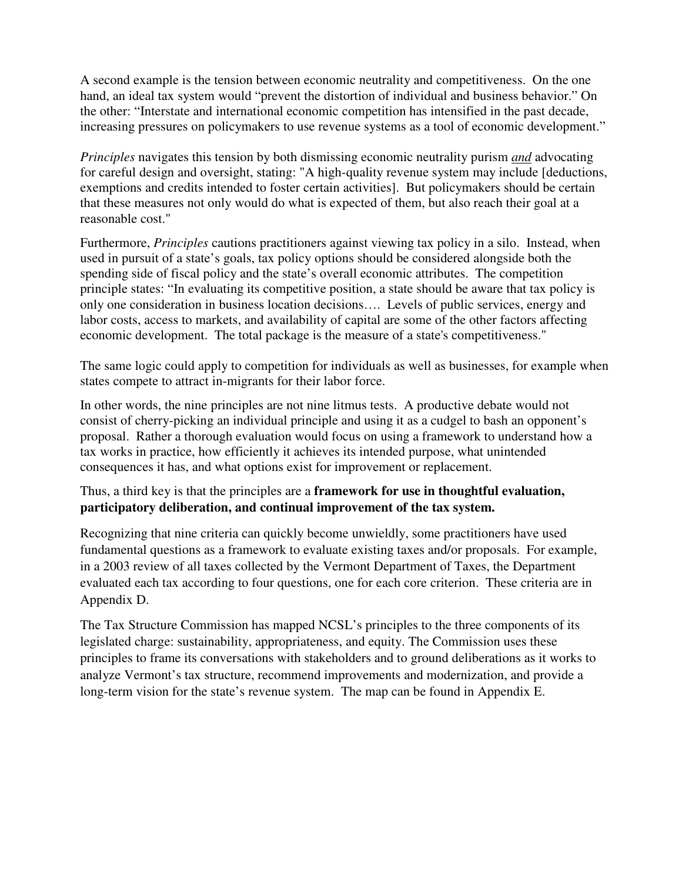A second example is the tension between economic neutrality and competitiveness. On the one hand, an ideal tax system would "prevent the distortion of individual and business behavior." On the other: "Interstate and international economic competition has intensified in the past decade, increasing pressures on policymakers to use revenue systems as a tool of economic development."

*Principles* navigates this tension by both dismissing economic neutrality purism ***and*** advocating for careful design and oversight, stating: "A high-quality revenue system may include [deductions, exemptions and credits intended to foster certain activities]. But policymakers should be certain that these measures not only would do what is expected of them, but also reach their goal at a reasonable cost."

Furthermore, *Principles* cautions practitioners against viewing tax policy in a silo. Instead, when used in pursuit of a state's goals, tax policy options should be considered alongside both the spending side of fiscal policy and the state's overall economic attributes. The competition principle states: "In evaluating its competitive position, a state should be aware that tax policy is only one consideration in business location decisions…. Levels of public services, energy and labor costs, access to markets, and availability of capital are some of the other factors affecting economic development. The total package is the measure of a state's competitiveness."

The same logic could apply to competition for individuals as well as businesses, for example when states compete to attract in-migrants for their labor force.

In other words, the nine principles are not nine litmus tests. A productive debate would not consist of cherry-picking an individual principle and using it as a cudgel to bash an opponent's proposal. Rather a thorough evaluation would focus on using a framework to understand how a tax works in practice, how efficiently it achieves its intended purpose, what unintended consequences it has, and what options exist for improvement or replacement.

Thus, a third key is that the principles are a **framework for use in thoughtful evaluation, participatory deliberation, and continual improvement of the tax system.**

Recognizing that nine criteria can quickly become unwieldly, some practitioners have used fundamental questions as a framework to evaluate existing taxes and/or proposals. For example, in a 2003 review of all taxes collected by the Vermont Department of Taxes, the Department evaluated each tax according to four questions, one for each core criterion. These criteria are in Appendix D.

The Tax Structure Commission has mapped NCSL's principles to the three components of its legislated charge: sustainability, appropriateness, and equity. The Commission uses these principles to frame its conversations with stakeholders and to ground deliberations as it works to analyze Vermont's tax structure, recommend improvements and modernization, and provide a long-term vision for the state's revenue system. The map can be found in Appendix E.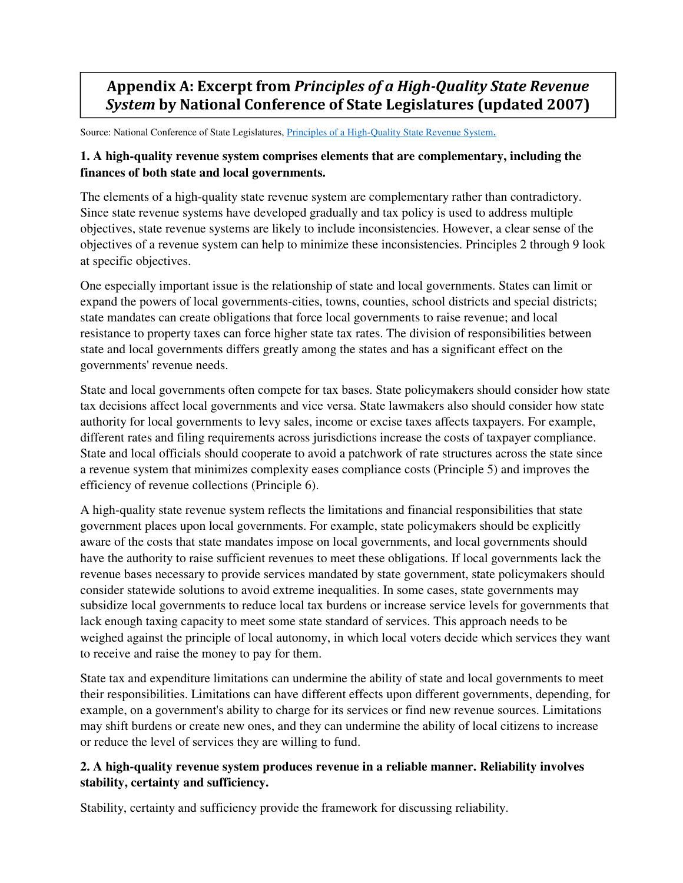# Appendix A: Excerpt from *Principles of a High-Quality State Revenue System* by National Conference of State Legislatures (updated 2007)

Source: National Conference of State Legislatures, [Principles of a High-Quality State Revenue System](Principles of a High-Quality State Revenue System).

**1. A high-quality revenue system comprises elements that are complementary, including the finances of both state and local governments.**

The elements of a high-quality state revenue system are complementary rather than contradictory. Since state revenue systems have developed gradually and tax policy is used to address multiple objectives, state revenue systems are likely to include inconsistencies. However, a clear sense of the objectives of a revenue system can help to minimize these inconsistencies. Principles 2 through 9 look at specific objectives.

One especially important issue is the relationship of state and local governments. States can limit or expand the powers of local governments-cities, towns, counties, school districts and special districts; state mandates can create obligations that force local governments to raise revenue; and local resistance to property taxes can force higher state tax rates. The division of responsibilities between state and local governments differs greatly among the states and has a significant effect on the governments' revenue needs.

State and local governments often compete for tax bases. State policymakers should consider how state tax decisions affect local governments and vice versa. State lawmakers also should consider how state authority for local governments to levy sales, income or excise taxes affects taxpayers. For example, different rates and filing requirements across jurisdictions increase the costs of taxpayer compliance. State and local officials should cooperate to avoid a patchwork of rate structures across the state since a revenue system that minimizes complexity eases compliance costs (Principle 5) and improves the efficiency of revenue collections (Principle 6).

A high-quality state revenue system reflects the limitations and financial responsibilities that state government places upon local governments. For example, state policymakers should be explicitly aware of the costs that state mandates impose on local governments, and local governments should have the authority to raise sufficient revenues to meet these obligations. If local governments lack the revenue bases necessary to provide services mandated by state government, state policymakers should consider statewide solutions to avoid extreme inequalities. In some cases, state governments may subsidize local governments to reduce local tax burdens or increase service levels for governments that lack enough taxing capacity to meet some state standard of services. This approach needs to be weighed against the principle of local autonomy, in which local voters decide which services they want to receive and raise the money to pay for them.

State tax and expenditure limitations can undermine the ability of state and local governments to meet their responsibilities. Limitations can have different effects upon different governments, depending, for example, on a government's ability to charge for its services or find new revenue sources. Limitations may shift burdens or create new ones, and they can undermine the ability of local citizens to increase or reduce the level of services they are willing to fund.

**2. A high-quality revenue system produces revenue in a reliable manner. Reliability involves stability, certainty and sufficiency.**

Stability, certainty and sufficiency provide the framework for discussing reliability.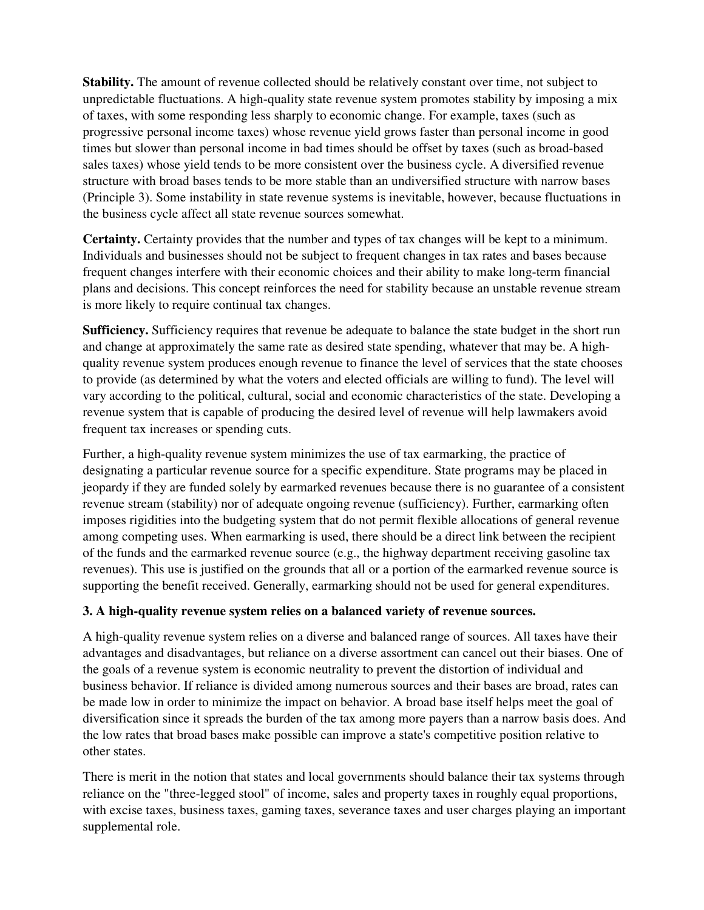**Stability.** The amount of revenue collected should be relatively constant over time, not subject to unpredictable fluctuations. A high-quality state revenue system promotes stability by imposing a mix of taxes, with some responding less sharply to economic change. For example, taxes (such as progressive personal income taxes) whose revenue yield grows faster than personal income in good times but slower than personal income in bad times should be offset by taxes (such as broad-based sales taxes) whose yield tends to be more consistent over the business cycle. A diversified revenue structure with broad bases tends to be more stable than an undiversified structure with narrow bases (Principle 3). Some instability in state revenue systems is inevitable, however, because fluctuations in the business cycle affect all state revenue sources somewhat.

**Certainty.** Certainty provides that the number and types of tax changes will be kept to a minimum. Individuals and businesses should not be subject to frequent changes in tax rates and bases because frequent changes interfere with their economic choices and their ability to make long-term financial plans and decisions. This concept reinforces the need for stability because an unstable revenue stream is more likely to require continual tax changes.

**Sufficiency.** Sufficiency requires that revenue be adequate to balance the state budget in the short run and change at approximately the same rate as desired state spending, whatever that may be. A high-quality revenue system produces enough revenue to finance the level of services that the state chooses to provide (as determined by what the voters and elected officials are willing to fund). The level will vary according to the political, cultural, social and economic characteristics of the state. Developing a revenue system that is capable of producing the desired level of revenue will help lawmakers avoid frequent tax increases or spending cuts.

Further, a high-quality revenue system minimizes the use of tax earmarking, the practice of designating a particular revenue source for a specific expenditure. State programs may be placed in jeopardy if they are funded solely by earmarked revenues because there is no guarantee of a consistent revenue stream (stability) nor of adequate ongoing revenue (sufficiency). Further, earmarking often imposes rigidities into the budgeting system that do not permit flexible allocations of general revenue among competing uses. When earmarking is used, there should be a direct link between the recipient of the funds and the earmarked revenue source (e.g., the highway department receiving gasoline tax revenues). This use is justified on the grounds that all or a portion of the earmarked revenue source is supporting the benefit received. Generally, earmarking should not be used for general expenditures.

### 3. A high-quality revenue system relies on a balanced variety of revenue sources.

A high-quality revenue system relies on a diverse and balanced range of sources. All taxes have their advantages and disadvantages, but reliance on a diverse assortment can cancel out their biases. One of the goals of a revenue system is economic neutrality to prevent the distortion of individual and business behavior. If reliance is divided among numerous sources and their bases are broad, rates can be made low in order to minimize the impact on behavior. A broad base itself helps meet the goal of diversification since it spreads the burden of the tax among more payers than a narrow basis does. And the low rates that broad bases make possible can improve a state's competitive position relative to other states.

There is merit in the notion that states and local governments should balance their tax systems through reliance on the "three-legged stool" of income, sales and property taxes in roughly equal proportions, with excise taxes, business taxes, gaming taxes, severance taxes and user charges playing an important supplemental role.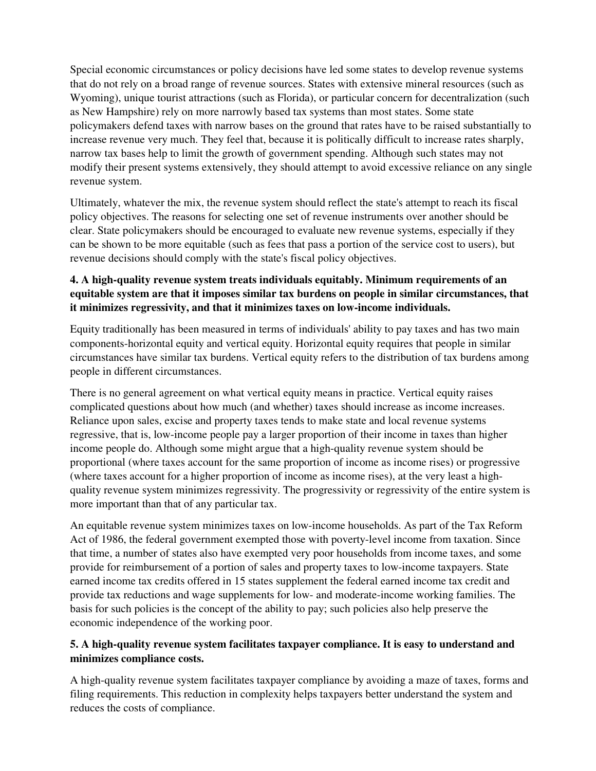Special economic circumstances or policy decisions have led some states to develop revenue systems that do not rely on a broad range of revenue sources. States with extensive mineral resources (such as Wyoming), unique tourist attractions (such as Florida), or particular concern for decentralization (such as New Hampshire) rely on more narrowly based tax systems than most states. Some state policymakers defend taxes with narrow bases on the ground that rates have to be raised substantially to increase revenue very much. They feel that, because it is politically difficult to increase rates sharply, narrow tax bases help to limit the growth of government spending. Although such states may not modify their present systems extensively, they should attempt to avoid excessive reliance on any single revenue system.

Ultimately, whatever the mix, the revenue system should reflect the state's attempt to reach its fiscal policy objectives. The reasons for selecting one set of revenue instruments over another should be clear. State policymakers should be encouraged to evaluate new revenue systems, especially if they can be shown to be more equitable (such as fees that pass a portion of the service cost to users), but revenue decisions should comply with the state's fiscal policy objectives.

**4. A high-quality revenue system treats individuals equitably. Minimum requirements of an equitable system are that it imposes similar tax burdens on people in similar circumstances, that it minimizes regressivity, and that it minimizes taxes on low-income individuals.**

Equity traditionally has been measured in terms of individuals' ability to pay taxes and has two main components-horizontal equity and vertical equity. Horizontal equity requires that people in similar circumstances have similar tax burdens. Vertical equity refers to the distribution of tax burdens among people in different circumstances.

There is no general agreement on what vertical equity means in practice. Vertical equity raises complicated questions about how much (and whether) taxes should increase as income increases. Reliance upon sales, excise and property taxes tends to make state and local revenue systems regressive, that is, low-income people pay a larger proportion of their income in taxes than higher income people do. Although some might argue that a high-quality revenue system should be proportional (where taxes account for the same proportion of income as income rises) or progressive (where taxes account for a higher proportion of income as income rises), at the very least a high-quality revenue system minimizes regressivity. The progressivity or regressivity of the entire system is more important than that of any particular tax.

An equitable revenue system minimizes taxes on low-income households. As part of the Tax Reform Act of 1986, the federal government exempted those with poverty-level income from taxation. Since that time, a number of states also have exempted very poor households from income taxes, and some provide for reimbursement of a portion of sales and property taxes to low-income taxpayers. State earned income tax credits offered in 15 states supplement the federal earned income tax credit and provide tax reductions and wage supplements for low- and moderate-income working families. The basis for such policies is the concept of the ability to pay; such policies also help preserve the economic independence of the working poor.

**5. A high-quality revenue system facilitates taxpayer compliance. It is easy to understand and minimizes compliance costs.**

A high-quality revenue system facilitates taxpayer compliance by avoiding a maze of taxes, forms and filing requirements. This reduction in complexity helps taxpayers better understand the system and reduces the costs of compliance.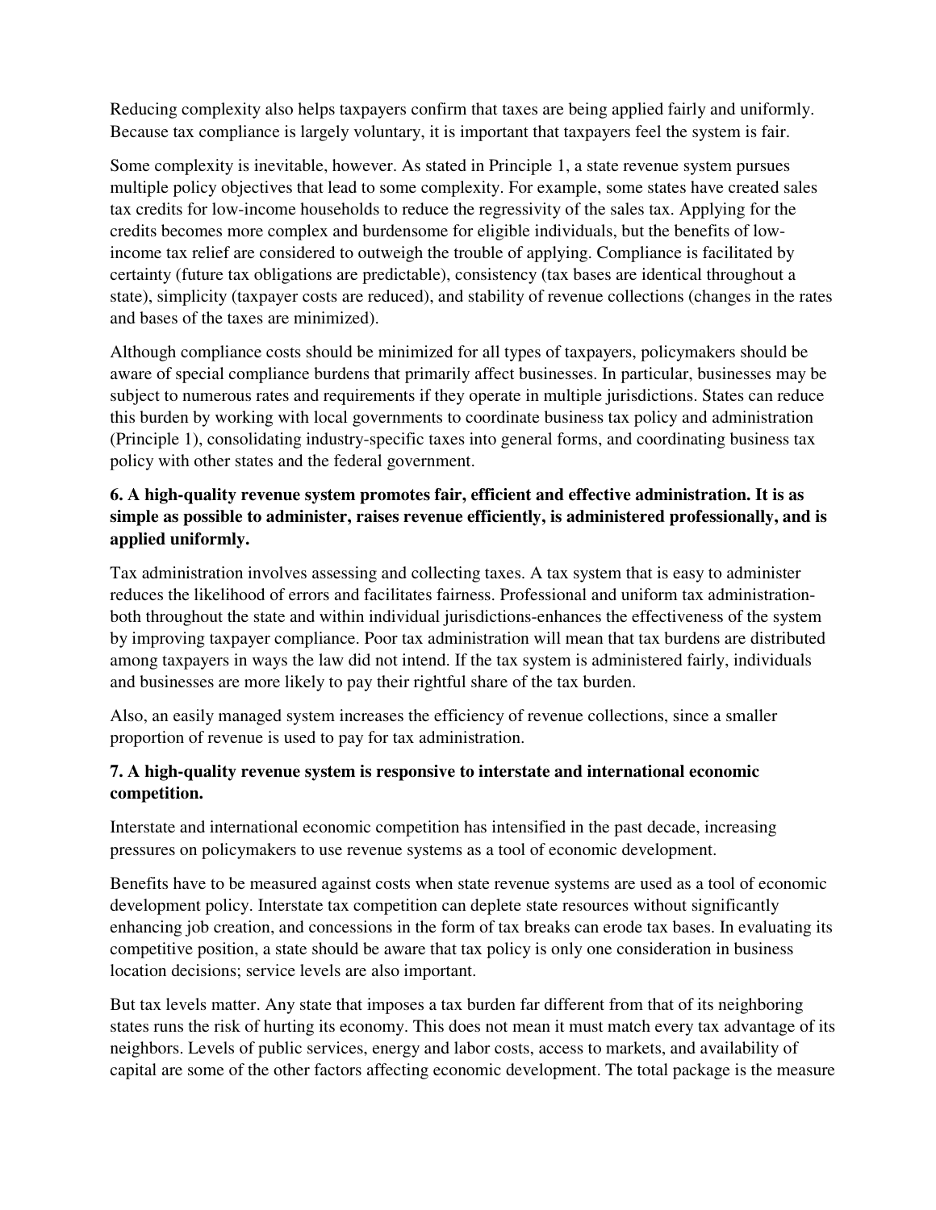Reducing complexity also helps taxpayers confirm that taxes are being applied fairly and uniformly. Because tax compliance is largely voluntary, it is important that taxpayers feel the system is fair.

Some complexity is inevitable, however. As stated in Principle 1, a state revenue system pursues multiple policy objectives that lead to some complexity. For example, some states have created sales tax credits for low-income households to reduce the regressivity of the sales tax. Applying for the credits becomes more complex and burdensome for eligible individuals, but the benefits of low-income tax relief are considered to outweigh the trouble of applying. Compliance is facilitated by certainty (future tax obligations are predictable), consistency (tax bases are identical throughout a state), simplicity (taxpayer costs are reduced), and stability of revenue collections (changes in the rates and bases of the taxes are minimized).

Although compliance costs should be minimized for all types of taxpayers, policymakers should be aware of special compliance burdens that primarily affect businesses. In particular, businesses may be subject to numerous rates and requirements if they operate in multiple jurisdictions. States can reduce this burden by working with local governments to coordinate business tax policy and administration (Principle 1), consolidating industry-specific taxes into general forms, and coordinating business tax policy with other states and the federal government.

**6. A high-quality revenue system promotes fair, efficient and effective administration. It is as simple as possible to administer, raises revenue efficiently, is administered professionally, and is applied uniformly.**

Tax administration involves assessing and collecting taxes. A tax system that is easy to administer reduces the likelihood of errors and facilitates fairness. Professional and uniform tax administration-both throughout the state and within individual jurisdictions-enhances the effectiveness of the system by improving taxpayer compliance. Poor tax administration will mean that tax burdens are distributed among taxpayers in ways the law did not intend. If the tax system is administered fairly, individuals and businesses are more likely to pay their rightful share of the tax burden.

Also, an easily managed system increases the efficiency of revenue collections, since a smaller proportion of revenue is used to pay for tax administration.

**7. A high-quality revenue system is responsive to interstate and international economic competition.**

Interstate and international economic competition has intensified in the past decade, increasing pressures on policymakers to use revenue systems as a tool of economic development.

Benefits have to be measured against costs when state revenue systems are used as a tool of economic development policy. Interstate tax competition can deplete state resources without significantly enhancing job creation, and concessions in the form of tax breaks can erode tax bases. In evaluating its competitive position, a state should be aware that tax policy is only one consideration in business location decisions; service levels are also important.

But tax levels matter. Any state that imposes a tax burden far different from that of its neighboring states runs the risk of hurting its economy. This does not mean it must match every tax advantage of its neighbors. Levels of public services, energy and labor costs, access to markets, and availability of capital are some of the other factors affecting economic development. The total package is the measure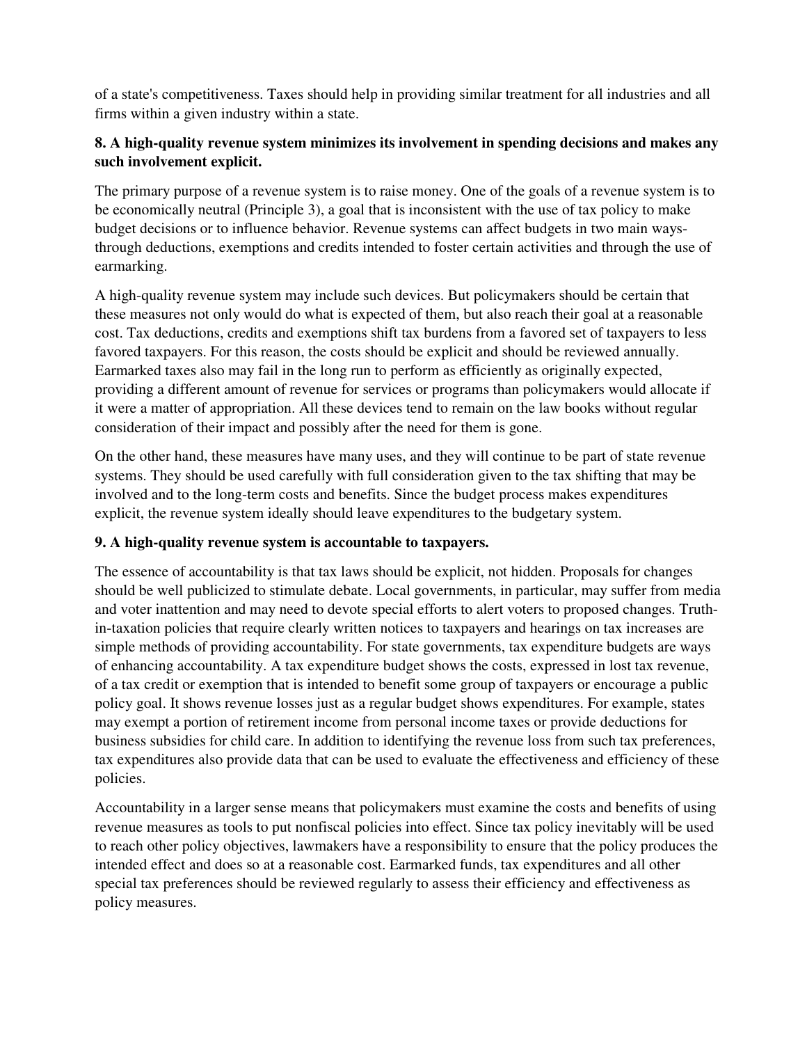of a state's competitiveness. Taxes should help in providing similar treatment for all industries and all firms within a given industry within a state.

**8. A high-quality revenue system minimizes its involvement in spending decisions and makes any such involvement explicit.**

The primary purpose of a revenue system is to raise money. One of the goals of a revenue system is to be economically neutral (Principle 3), a goal that is inconsistent with the use of tax policy to make budget decisions or to influence behavior. Revenue systems can affect budgets in two main ways-through deductions, exemptions and credits intended to foster certain activities and through the use of earmarking.

A high-quality revenue system may include such devices. But policymakers should be certain that these measures not only would do what is expected of them, but also reach their goal at a reasonable cost. Tax deductions, credits and exemptions shift tax burdens from a favored set of taxpayers to less favored taxpayers. For this reason, the costs should be explicit and should be reviewed annually. Earmarked taxes also may fail in the long run to perform as efficiently as originally expected, providing a different amount of revenue for services or programs than policymakers would allocate if it were a matter of appropriation. All these devices tend to remain on the law books without regular consideration of their impact and possibly after the need for them is gone.

On the other hand, these measures have many uses, and they will continue to be part of state revenue systems. They should be used carefully with full consideration given to the tax shifting that may be involved and to the long-term costs and benefits. Since the budget process makes expenditures explicit, the revenue system ideally should leave expenditures to the budgetary system.

**9. A high-quality revenue system is accountable to taxpayers.**

The essence of accountability is that tax laws should be explicit, not hidden. Proposals for changes should be well publicized to stimulate debate. Local governments, in particular, may suffer from media and voter inattention and may need to devote special efforts to alert voters to proposed changes. Truth-in-taxation policies that require clearly written notices to taxpayers and hearings on tax increases are simple methods of providing accountability. For state governments, tax expenditure budgets are ways of enhancing accountability. A tax expenditure budget shows the costs, expressed in lost tax revenue, of a tax credit or exemption that is intended to benefit some group of taxpayers or encourage a public policy goal. It shows revenue losses just as a regular budget shows expenditures. For example, states may exempt a portion of retirement income from personal income taxes or provide deductions for business subsidies for child care. In addition to identifying the revenue loss from such tax preferences, tax expenditures also provide data that can be used to evaluate the effectiveness and efficiency of these policies.

Accountability in a larger sense means that policymakers must examine the costs and benefits of using revenue measures as tools to put nonfiscal policies into effect. Since tax policy inevitably will be used to reach other policy objectives, lawmakers have a responsibility to ensure that the policy produces the intended effect and does so at a reasonable cost. Earmarked funds, tax expenditures and all other special tax preferences should be reviewed regularly to assess their efficiency and effectiveness as policy measures.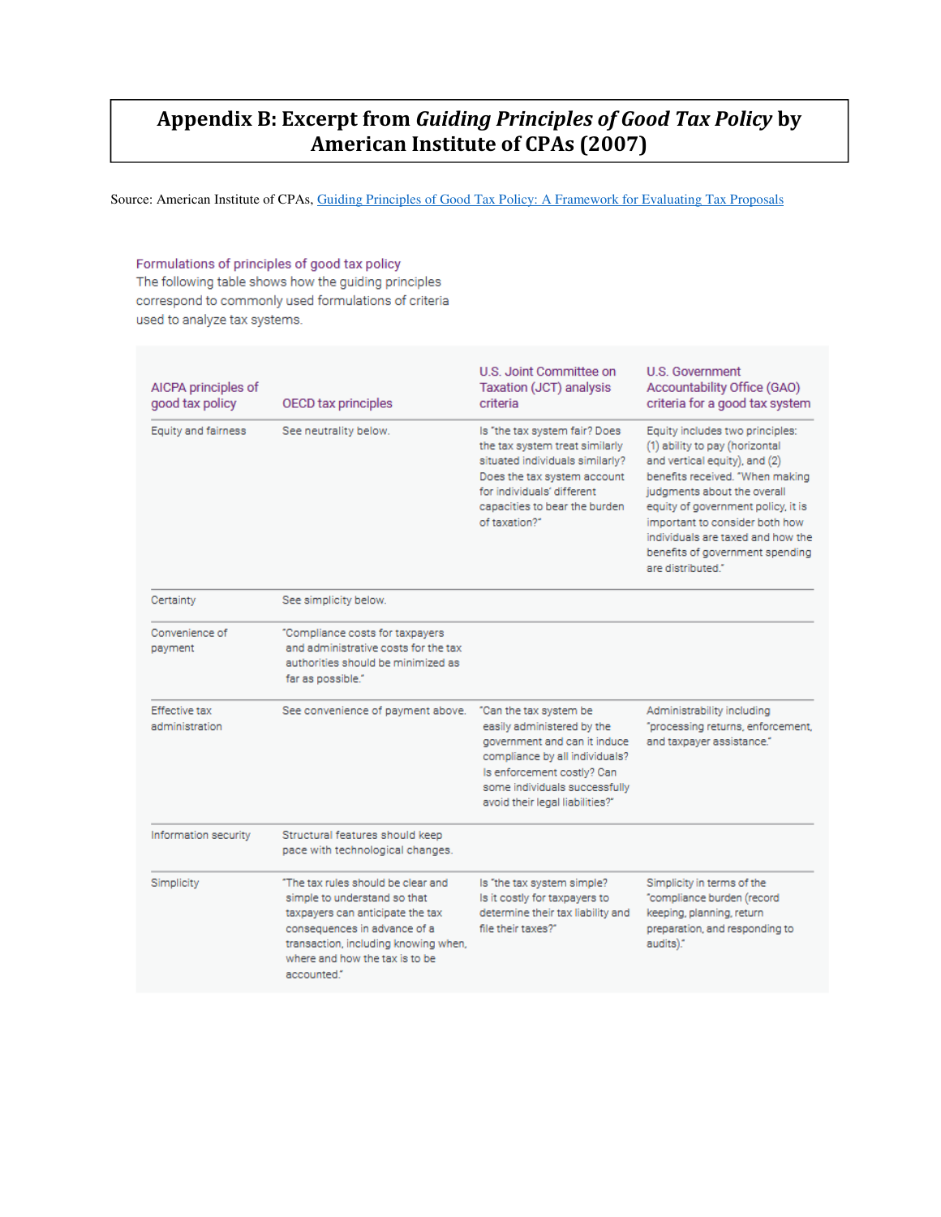# Appendix B: Excerpt from *Guiding Principles of Good Tax Policy* by American Institute of CPAs (2007)

Source: American Institute of CPAs, Guiding Principles of Good Tax Policy: A Framework for Evaluating Tax Proposals

### Formulations of principles of good tax policy

The following table shows how the guiding principles correspond to commonly used formulations of criteria used to analyze tax systems.

| AICPA principles of good tax policy | OECD tax principles | U.S. Joint Committee on Taxation (JCT) analysis criteria | U.S. Government Accountability Office (GAO) criteria for a good tax system |
|---|---|---|---|
| Equity and fairness | See neutrality below. | Is "the tax system fair? Does the tax system treat similarly situated individuals similarly? Does the tax system account for individuals' different capacities to bear the burden of taxation?" | Equity includes two principles: (1) ability to pay (horizontal and vertical equity), and (2) benefits received. "When making judgments about the overall equity of government policy, it is important to consider both how individuals are taxed and how the benefits of government spending are distributed." |
| Certainty | See simplicity below. | | |
| Convenience of payment | "Compliance costs for taxpayers and administrative costs for the tax authorities should be minimized as far as possible." | | |
| Effective tax administration | See convenience of payment above. | "Can the tax system be easily administered by the government and can it induce compliance by all individuals? Is enforcement costly? Can some individuals successfully avoid their legal liabilities?" | Administrability including "processing returns, enforcement, and taxpayer assistance." |
| Information security | Structural features should keep pace with technological changes. | | |
| Simplicity | "The tax rules should be clear and simple to understand so that taxpayers can anticipate the tax consequences in advance of a transaction, including knowing when, where and how the tax is to be accounted." | Is "the tax system simple? Is it costly for taxpayers to determine their tax liability and file their taxes?" | Simplicity in terms of the "compliance burden (record keeping, planning, return preparation, and responding to audits)." |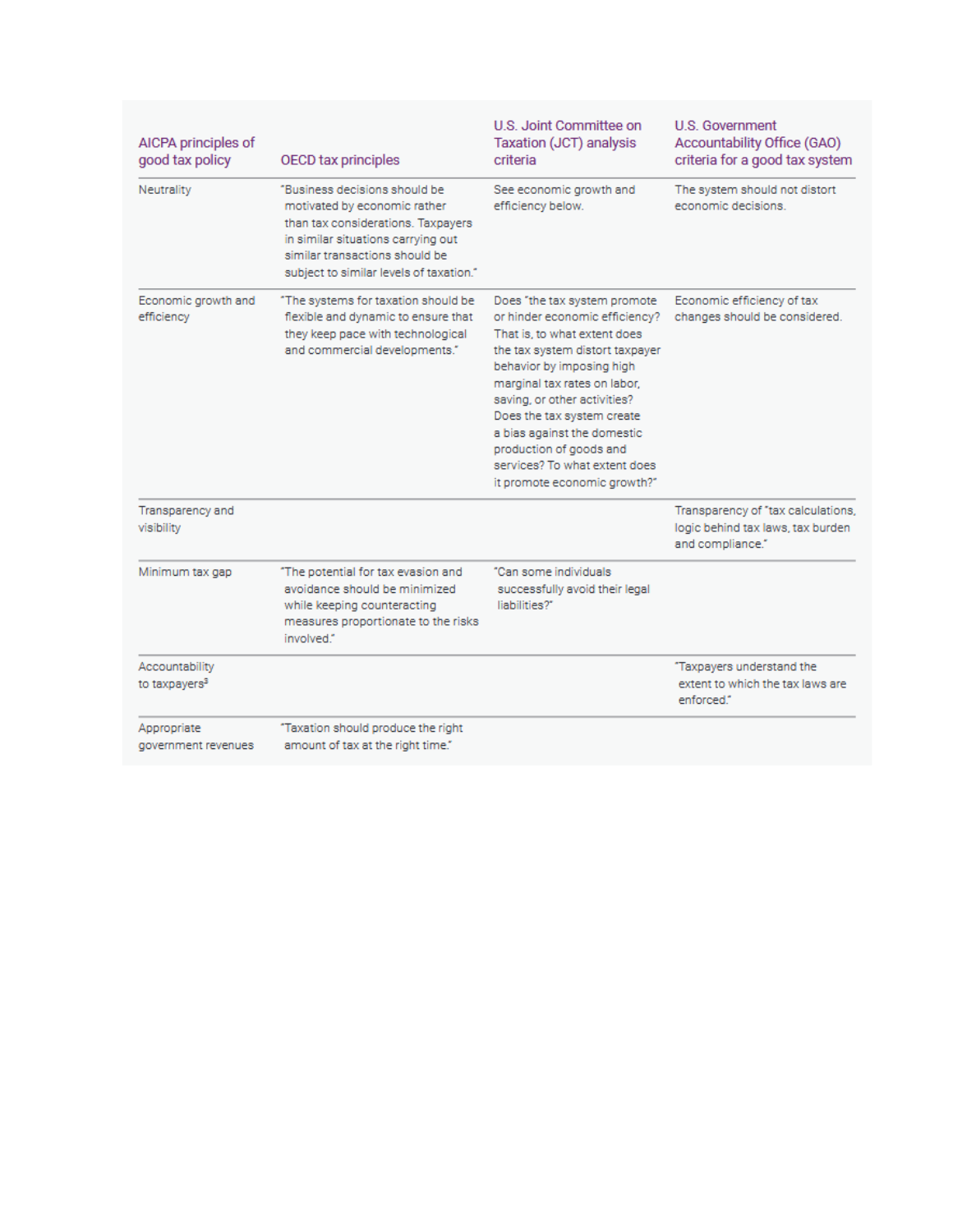| AICPA principles of good tax policy | OECD tax principles | U.S. Joint Committee on Taxation (JCT) analysis criteria | U.S. Government Accountability Office (GAO) criteria for a good tax system |
|---|---|---|---|
| Neutrality | "Business decisions should be motivated by economic rather than tax considerations. Taxpayers in similar situations carrying out similar transactions should be subject to similar levels of taxation." | See economic growth and efficiency below. | The system should not distort economic decisions. |
| Economic growth and efficiency | "The systems for taxation should be flexible and dynamic to ensure that they keep pace with technological and commercial developments." | Does "the tax system promote or hinder economic efficiency? That is, to what extent does the tax system distort taxpayer behavior by imposing high marginal tax rates on labor, saving, or other activities? Does the tax system create a bias against the domestic production of goods and services? To what extent does it promote economic growth?" | Economic efficiency of tax changes should be considered. |
| Transparency and visibility | | | Transparency of "tax calculations, logic behind tax laws, tax burden and compliance." |
| Minimum tax gap | "The potential for tax evasion and avoidance should be minimized while keeping counteracting measures proportionate to the risks involved." | "Can some individuals successfully avoid their legal liabilities?" | |
| Accountability to taxpayers[3] | | | "Taxpayers understand the extent to which the tax laws are enforced." |
| Appropriate government revenues | "Taxation should produce the right amount of tax at the right time." | | |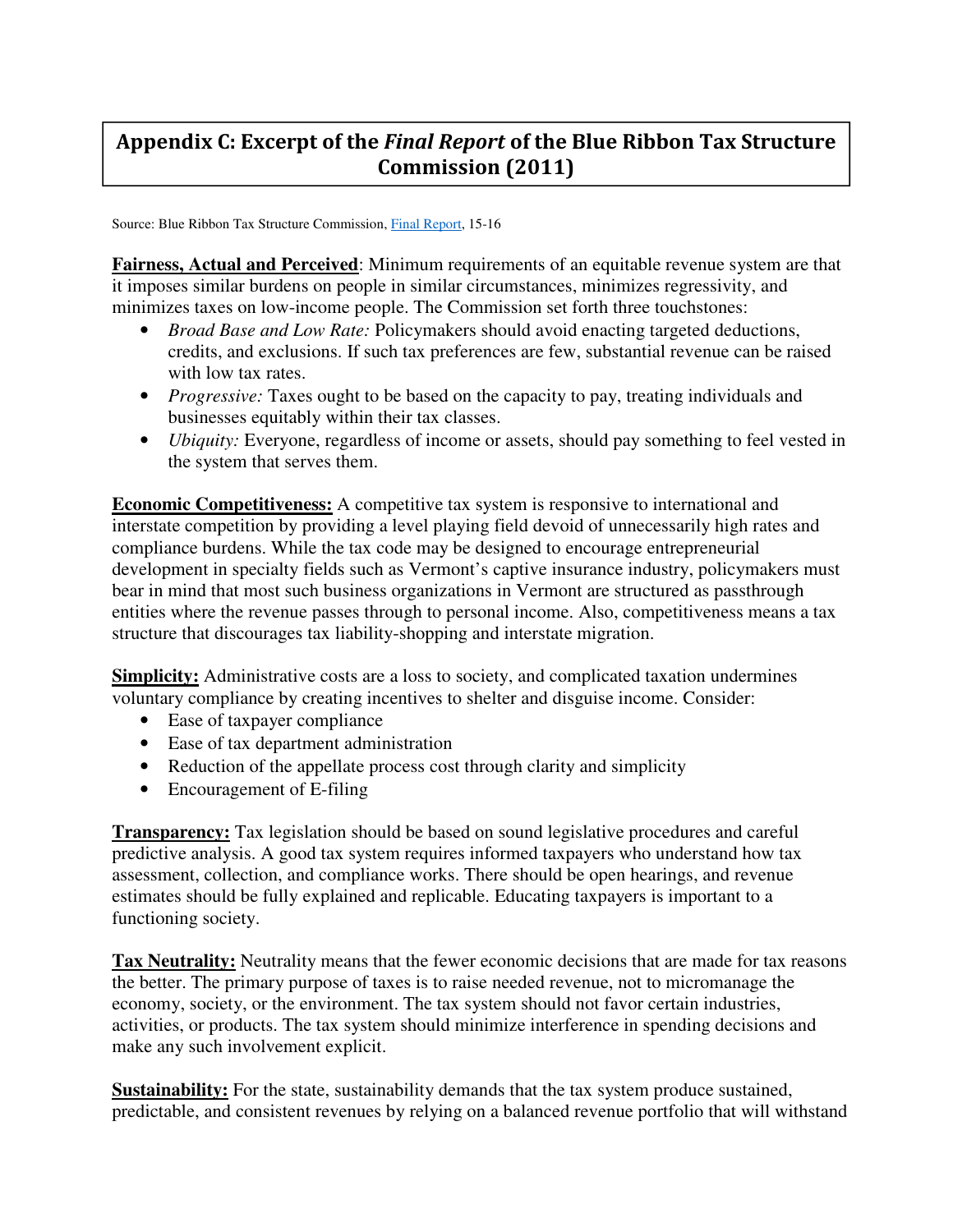## Appendix C: Excerpt of the *Final Report* of the Blue Ribbon Tax Structure Commission (2011)

Source: Blue Ribbon Tax Structure Commission, Final Report, 15-16

**Fairness, Actual and Perceived**: Minimum requirements of an equitable revenue system are that it imposes similar burdens on people in similar circumstances, minimizes regressivity, and minimizes taxes on low-income people. The Commission set forth three touchstones:

- *Broad Base and Low Rate:* Policymakers should avoid enacting targeted deductions, credits, and exclusions. If such tax preferences are few, substantial revenue can be raised with low tax rates.
- *Progressive:* Taxes ought to be based on the capacity to pay, treating individuals and businesses equitably within their tax classes.
- *Ubiquity:* Everyone, regardless of income or assets, should pay something to feel vested in the system that serves them.

**Economic Competitiveness:** A competitive tax system is responsive to international and interstate competition by providing a level playing field devoid of unnecessarily high rates and compliance burdens. While the tax code may be designed to encourage entrepreneurial development in specialty fields such as Vermont's captive insurance industry, policymakers must bear in mind that most such business organizations in Vermont are structured as passthrough entities where the revenue passes through to personal income. Also, competitiveness means a tax structure that discourages tax liability-shopping and interstate migration.

**Simplicity:** Administrative costs are a loss to society, and complicated taxation undermines voluntary compliance by creating incentives to shelter and disguise income. Consider:

- Ease of taxpayer compliance
- Ease of tax department administration
- Reduction of the appellate process cost through clarity and simplicity
- Encouragement of E-filing

**Transparency:** Tax legislation should be based on sound legislative procedures and careful predictive analysis. A good tax system requires informed taxpayers who understand how tax assessment, collection, and compliance works. There should be open hearings, and revenue estimates should be fully explained and replicable. Educating taxpayers is important to a functioning society.

**Tax Neutrality:** Neutrality means that the fewer economic decisions that are made for tax reasons the better. The primary purpose of taxes is to raise needed revenue, not to micromanage the economy, society, or the environment. The tax system should not favor certain industries, activities, or products. The tax system should minimize interference in spending decisions and make any such involvement explicit.

**Sustainability:** For the state, sustainability demands that the tax system produce sustained, predictable, and consistent revenues by relying on a balanced revenue portfolio that will withstand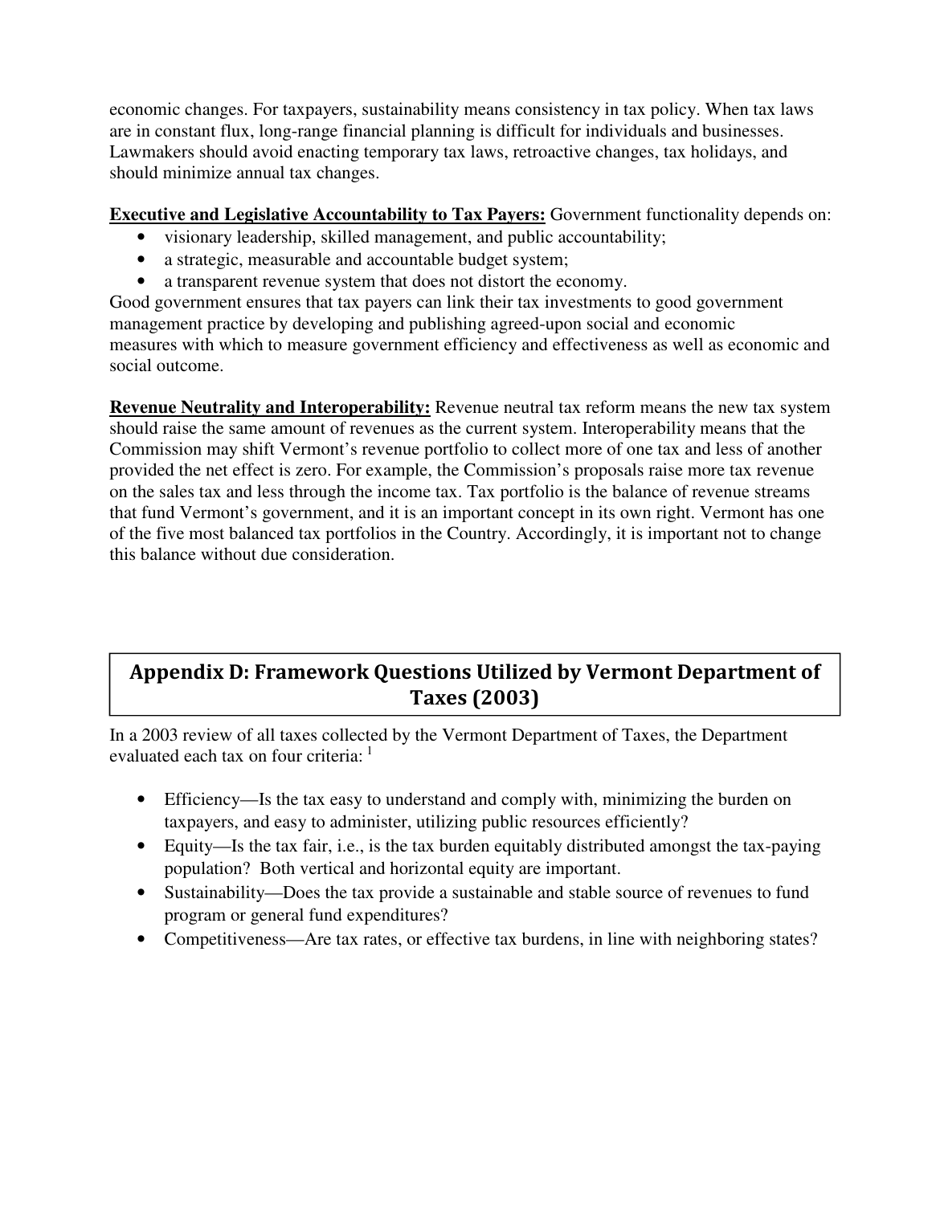economic changes. For taxpayers, sustainability means consistency in tax policy. When tax laws are in constant flux, long-range financial planning is difficult for individuals and businesses. Lawmakers should avoid enacting temporary tax laws, retroactive changes, tax holidays, and should minimize annual tax changes.

**Executive and Legislative Accountability to Tax Payers:** Government functionality depends on:

- visionary leadership, skilled management, and public accountability;
- a strategic, measurable and accountable budget system;
- a transparent revenue system that does not distort the economy.

Good government ensures that tax payers can link their tax investments to good government management practice by developing and publishing agreed-upon social and economic measures with which to measure government efficiency and effectiveness as well as economic and social outcome.

**Revenue Neutrality and Interoperability:** Revenue neutral tax reform means the new tax system should raise the same amount of revenues as the current system. Interoperability means that the Commission may shift Vermont's revenue portfolio to collect more of one tax and less of another provided the net effect is zero. For example, the Commission's proposals raise more tax revenue on the sales tax and less through the income tax. Tax portfolio is the balance of revenue streams that fund Vermont's government, and it is an important concept in its own right. Vermont has one of the five most balanced tax portfolios in the Country. Accordingly, it is important not to change this balance without due consideration.

## Appendix D: Framework Questions Utilized by Vermont Department of Taxes (2003)

In a 2003 review of all taxes collected by the Vermont Department of Taxes, the Department evaluated each tax on four criteria: [1]

- Efficiency—Is the tax easy to understand and comply with, minimizing the burden on taxpayers, and easy to administer, utilizing public resources efficiently?
- Equity—Is the tax fair, i.e., is the tax burden equitably distributed amongst the tax-paying population? Both vertical and horizontal equity are important.
- Sustainability—Does the tax provide a sustainable and stable source of revenues to fund program or general fund expenditures?
- Competitiveness—Are tax rates, or effective tax burdens, in line with neighboring states?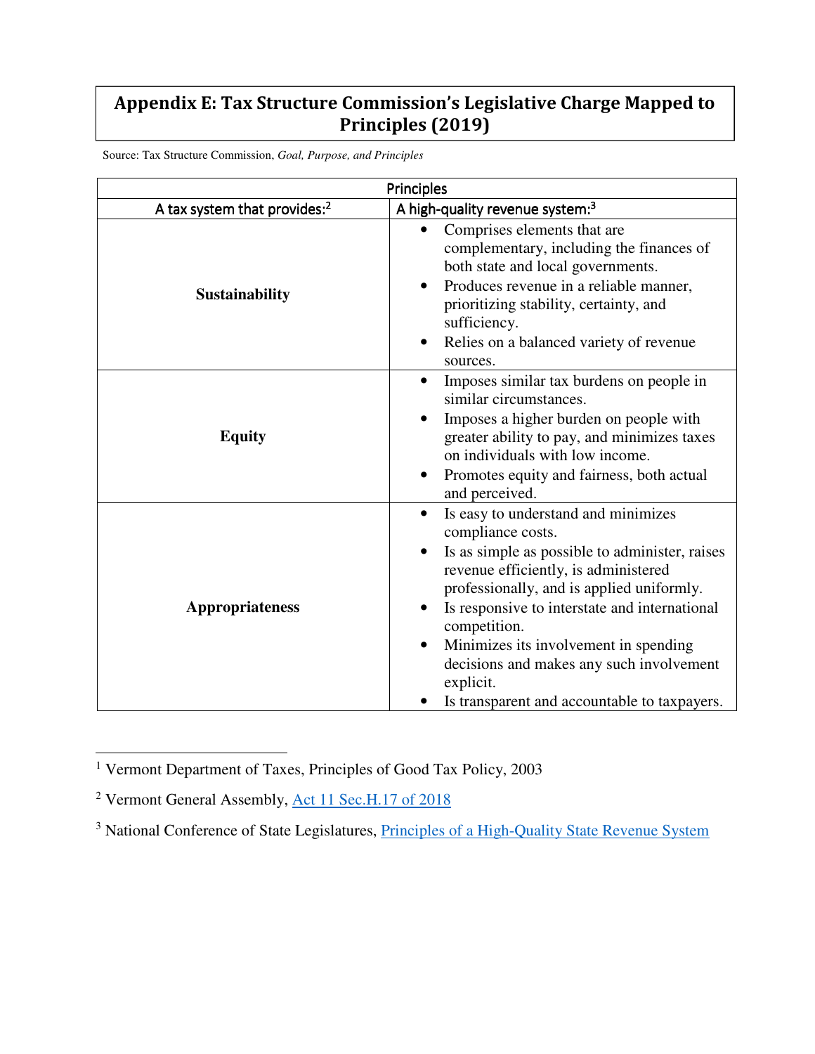# Appendix E: Tax Structure Commission's Legislative Charge Mapped to Principles (2019)

Source: Tax Structure Commission, *Goal, Purpose, and Principles*

| Principles | |
|---|---|
| A tax system that provides:[2] | A high-quality revenue system:[3] |
| **Sustainability** | • Comprises elements that are complementary, including the finances of both state and local governments.<br>• Produces revenue in a reliable manner, prioritizing stability, certainty, and sufficiency.<br>• Relies on a balanced variety of revenue sources. |
| **Equity** | • Imposes similar tax burdens on people in similar circumstances.<br>• Imposes a higher burden on people with greater ability to pay, and minimizes taxes on individuals with low income.<br>• Promotes equity and fairness, both actual and perceived. |
| **Appropriateness** | • Is easy to understand and minimizes compliance costs.<br>• Is as simple as possible to administer, raises revenue efficiently, is administered professionally, and is applied uniformly.<br>• Is responsive to interstate and international competition.<br>• Minimizes its involvement in spending decisions and makes any such involvement explicit.<br>• Is transparent and accountable to taxpayers. |

---

[1] Vermont Department of Taxes, Principles of Good Tax Policy, 2003

[2] Vermont General Assembly, [Act 11 Sec.H.17 of 2018]

[3] National Conference of State Legislatures, [Principles of a High-Quality State Revenue System]